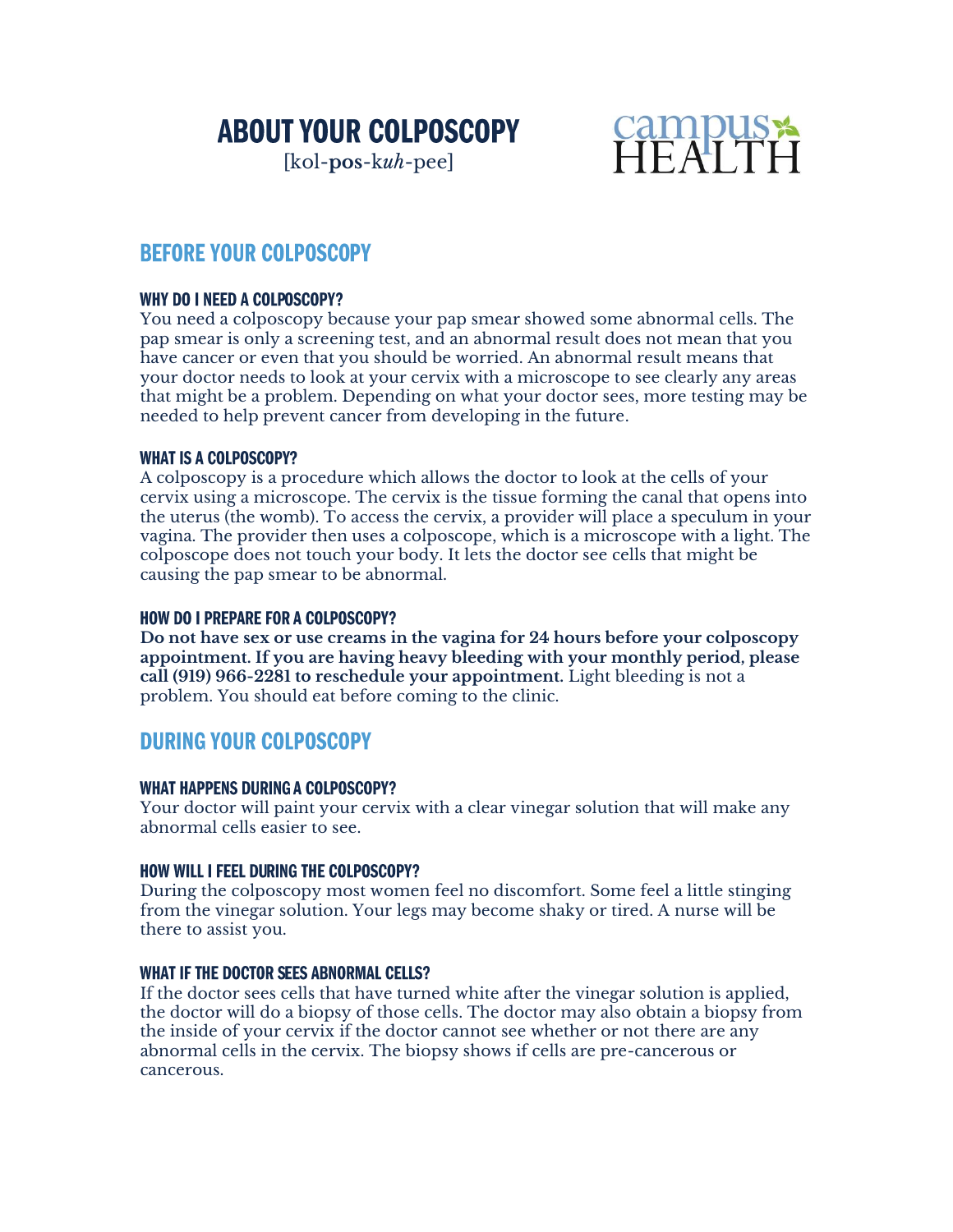# ABOUT YOUR COLPOSCOPY

[kol-**pos**-k*uh*-pee]

campus HEALTH

## BEFORE YOUR COLPOSCOPY

### WHY DO I NEED A COLPOSCOPY?

You need a colposcopy because your pap smear showed some abnormal cells. The pap smear is only a screening test, and an abnormal result does not mean that you have cancer or even that you should be worried. An abnormal result means that your doctor needs to look at your cervix with a microscope to see clearly any areas that might be a problem. Depending on what your doctor sees, more testing may be needed to help prevent cancer from developing in the future.

### WHAT IS A COLPOSCOPY?

A colposcopy is a procedure which allows the doctor to look at the cells of your cervix using a microscope. The cervix is the tissue forming the canal that opens into the uterus (the womb). To access the cervix, a provider will place a speculum in your vagina. The provider then uses a colposcope, which is a microscope with a light. The colposcope does not touch your body. It lets the doctor see cells that might be causing the pap smear to be abnormal.

### HOW DO I PREPARE FOR A COLPOSCOPY?

**Do not have sex or use creams in the vagina for 24 hours before your colposcopy appointment. If you are having heavy bleeding with your monthly period, please call (919) 966-2281 to reschedule your appointment.** Light bleeding is not a problem. You should eat before coming to the clinic.

## DURING YOUR COLPOSCOPY

### WHAT HAPPENS DURING A COLPOSCOPY?

Your doctor will paint your cervix with a clear vinegar solution that will make any abnormal cells easier to see.

### HOW WILL I FEEL DURING THE COLPOSCOPY?

During the colposcopy most women feel no discomfort. Some feel a little stinging from the vinegar solution. Your legs may become shaky or tired. A nurse will be there to assist you.

### WHAT IF THE DOCTOR SEES ABNORMAL CELLS?

If the doctor sees cells that have turned white after the vinegar solution is applied, the doctor will do a biopsy of those cells. The doctor may also obtain a biopsy from the inside of your cervix if the doctor cannot see whether or not there are any abnormal cells in the cervix. The biopsy shows if cells are pre-cancerous or cancerous.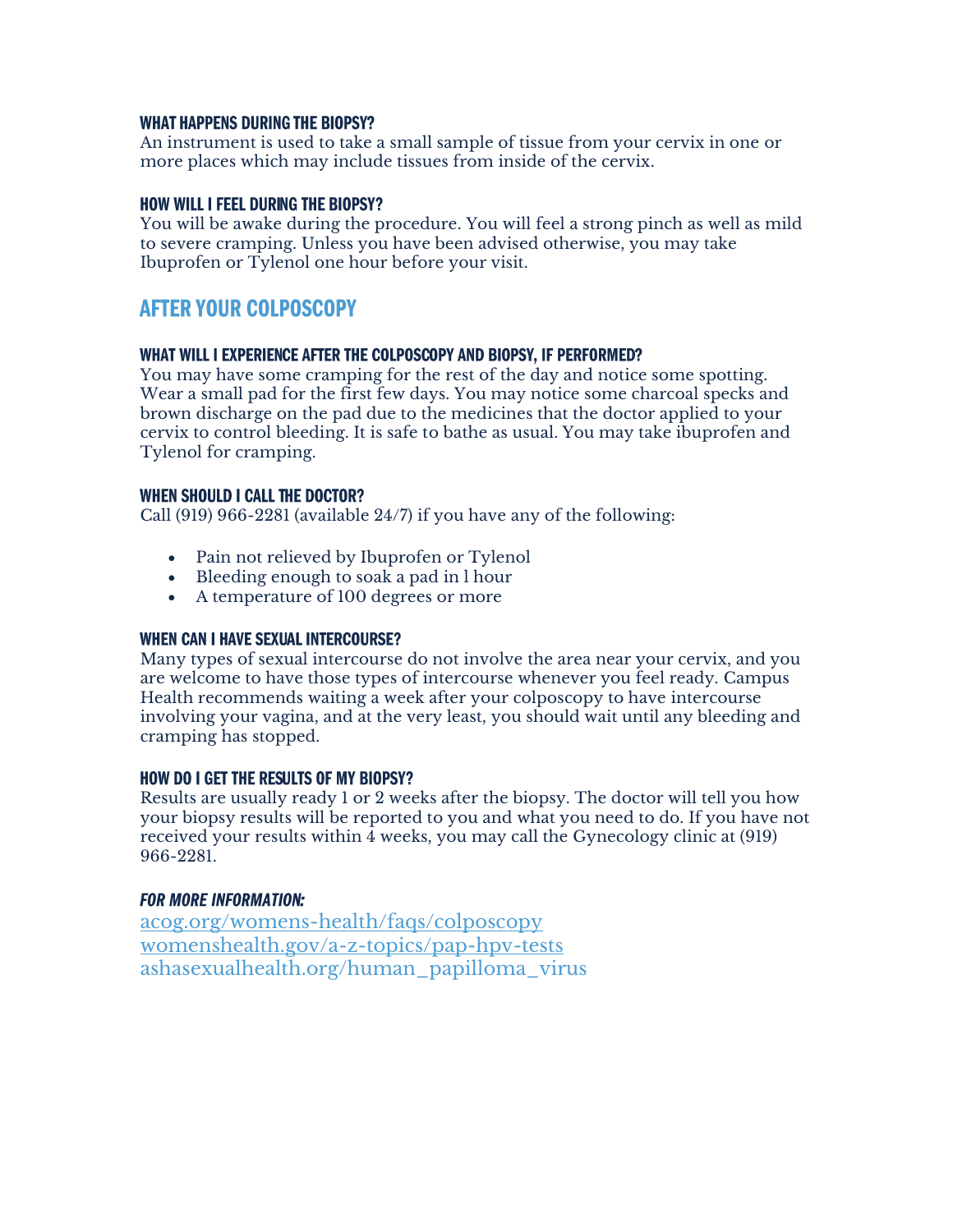### WHAT HAPPENS DURING THE BIOPSY?

An instrument is used to take a small sample of tissue from your cervix in one or more places which may include tissues from inside of the cervix.

### HOW WILL I FEEL DURING THE BIOPSY?

You will be awake during the procedure. You will feel a strong pinch as well as mild to severe cramping. Unless you have been advised otherwise, you may take Ibuprofen or Tylenol one hour before your visit.

## AFTER YOUR COLPOSCOPY

### WHAT WILL I EXPERIENCE AFTER THE COLPOSCOPY AND BIOPSY, IF PERFORMED?

You may have some cramping for the rest of the day and notice some spotting. Wear a small pad for the first few days. You may notice some charcoal specks and brown discharge on the pad due to the medicines that the doctor applied to your cervix to control bleeding. It is safe to bathe as usual. You may take ibuprofen and Tylenol for cramping.

### WHEN SHOULD I CALL THE DOCTOR?

Call (919) 966-2281 (available 24/7) if you have any of the following:

- Pain not relieved by Ibuprofen or Tylenol
- Bleeding enough to soak a pad in 1 hour
- A temperature of 100 degrees or more

### WHEN CAN I HAVE SEXUAL INTERCOURSE?

Many types of sexual intercourse do not involve the area near your cervix, and you are welcome to have those types of intercourse whenever you feel ready. Campus Health recommends waiting a week after your colposcopy to have intercourse involving your vagina, and at the very least, you should wait until any bleeding and cramping has stopped.

### HOW DO I GET THE RESULTS OF MY BIOPSY?

Results are usually ready 1 or 2 weeks after the biopsy. The doctor will tell you how your biopsy results will be reported to you and what you need to do. If you have not received your results within 4 weeks, you may call the Gynecology clinic at (919) 966-2281.

### *FOR MORE INFORMATION:*

acog.org/womens-health/faqs/colposcopy
womenshealth.gov/a-z-topics/pap-hpv-tests
ashasexualhealth.org/human_papilloma_virus